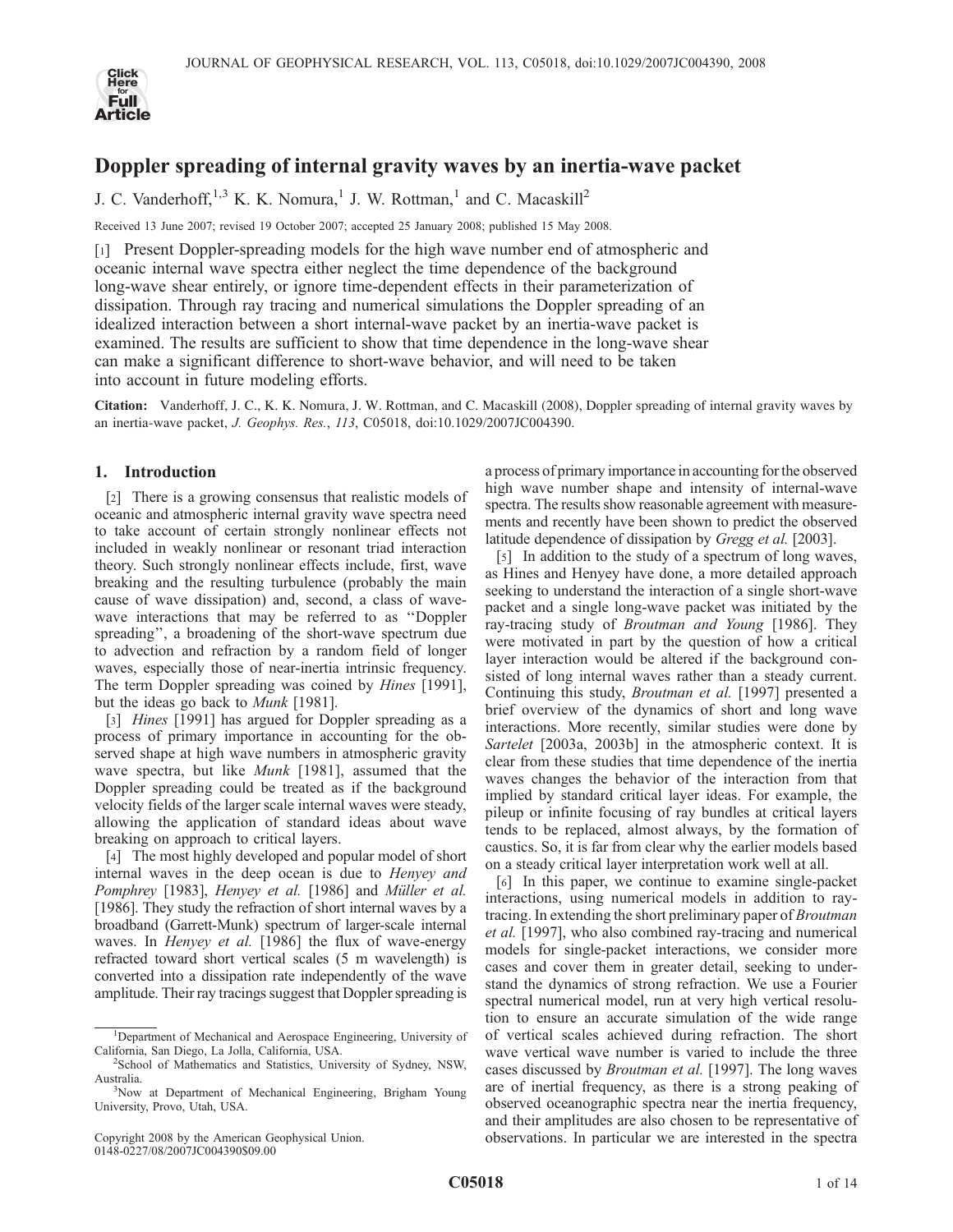# Doppler spreading of internal gravity waves by an inertia-wave packet

J. C. Vanderhoff,[1,3] K. K. Nomura,[1] J. W. Rottman,[1] and C. Macaskill[2]

Received 13 June 2007; revised 19 October 2007; accepted 25 January 2008; published 15 May 2008.

[1] Present Doppler-spreading models for the high wave number end of atmospheric and oceanic internal wave spectra either neglect the time dependence of the background long-wave shear entirely, or ignore time-dependent effects in their parameterization of dissipation. Through ray tracing and numerical simulations the Doppler spreading of an idealized interaction between a short internal-wave packet by an inertia-wave packet is examined. The results are sufficient to show that time dependence in the long-wave shear can make a significant difference to short-wave behavior, and will need to be taken into account in future modeling efforts.

**Citation:** Vanderhoff, J. C., K. K. Nomura, J. W. Rottman, and C. Macaskill (2008), Doppler spreading of internal gravity waves by an inertia-wave packet, *J. Geophys. Res.*, *113*, C05018, doi:10.1029/2007JC004390.

## 1. Introduction

[2] There is a growing consensus that realistic models of oceanic and atmospheric internal gravity wave spectra need to take account of certain strongly nonlinear effects not included in weakly nonlinear or resonant triad interaction theory. Such strongly nonlinear effects include, first, wave breaking and the resulting turbulence (probably the main cause of wave dissipation) and, second, a class of wave-wave interactions that may be referred to as "Doppler spreading", a broadening of the short-wave spectrum due to advection and refraction by a random field of longer waves, especially those of near-inertia intrinsic frequency. The term Doppler spreading was coined by *Hines* [1991], but the ideas go back to *Munk* [1981].

[3] *Hines* [1991] has argued for Doppler spreading as a process of primary importance in accounting for the observed shape at high wave numbers in atmospheric gravity wave spectra, but like *Munk* [1981], assumed that the Doppler spreading could be treated as if the background velocity fields of the larger scale internal waves were steady, allowing the application of standard ideas about wave breaking on approach to critical layers.

[4] The most highly developed and popular model of short internal waves in the deep ocean is due to *Henyey and Pomphrey* [1983], *Henyey et al.* [1986] and *Müller et al.* [1986]. They study the refraction of short internal waves by a broadband (Garrett-Munk) spectrum of larger-scale internal waves. In *Henyey et al.* [1986] the flux of wave-energy refracted toward short vertical scales (5 m wavelength) is converted into a dissipation rate independently of the wave amplitude. Their ray tracings suggest that Doppler spreading is a process of primary importance in accounting for the observed high wave number shape and intensity of internal-wave spectra. The results show reasonable agreement with measurements and recently have been shown to predict the observed latitude dependence of dissipation by *Gregg et al.* [2003].

[5] In addition to the study of a spectrum of long waves, as Hines and Henyey have done, a more detailed approach seeking to understand the interaction of a single short-wave packet and a single long-wave packet was initiated by the ray-tracing study of *Broutman and Young* [1986]. They were motivated in part by the question of how a critical layer interaction would be altered if the background consisted of long internal waves rather than a steady current. Continuing this study, *Broutman et al.* [1997] presented a brief overview of the dynamics of short and long wave interactions. More recently, similar studies were done by *Sartelet* [2003a, 2003b] in the atmospheric context. It is clear from these studies that time dependence of the inertia waves changes the behavior of the interaction from that implied by standard critical layer ideas. For example, the pileup or infinite focusing of ray bundles at critical layers tends to be replaced, almost always, by the formation of caustics. So, it is far from clear why the earlier models based on a steady critical layer interpretation work well at all.

[6] In this paper, we continue to examine single-packet interactions, using numerical models in addition to ray-tracing. In extending the short preliminary paper of *Broutman et al.* [1997], who also combined ray-tracing and numerical models for single-packet interactions, we consider more cases and cover them in greater detail, seeking to understand the dynamics of strong refraction. We use a Fourier spectral numerical model, run at very high vertical resolution to ensure an accurate simulation of the wide range of vertical scales achieved during refraction. The short wave vertical wave number is varied to include the three cases discussed by *Broutman et al.* [1997]. The long waves are of inertial frequency, as there is a strong peaking of observed oceanographic spectra near the inertia frequency, and their amplitudes are also chosen to be representative of observations. In particular we are interested in the spectra

---

[1] Department of Mechanical and Aerospace Engineering, University of California, San Diego, La Jolla, California, USA.

[2] School of Mathematics and Statistics, University of Sydney, NSW, Australia.

[3] Now at Department of Mechanical Engineering, Brigham Young University, Provo, Utah, USA.

Copyright 2008 by the American Geophysical Union.
0148-0227/08/2007JC004390$09.00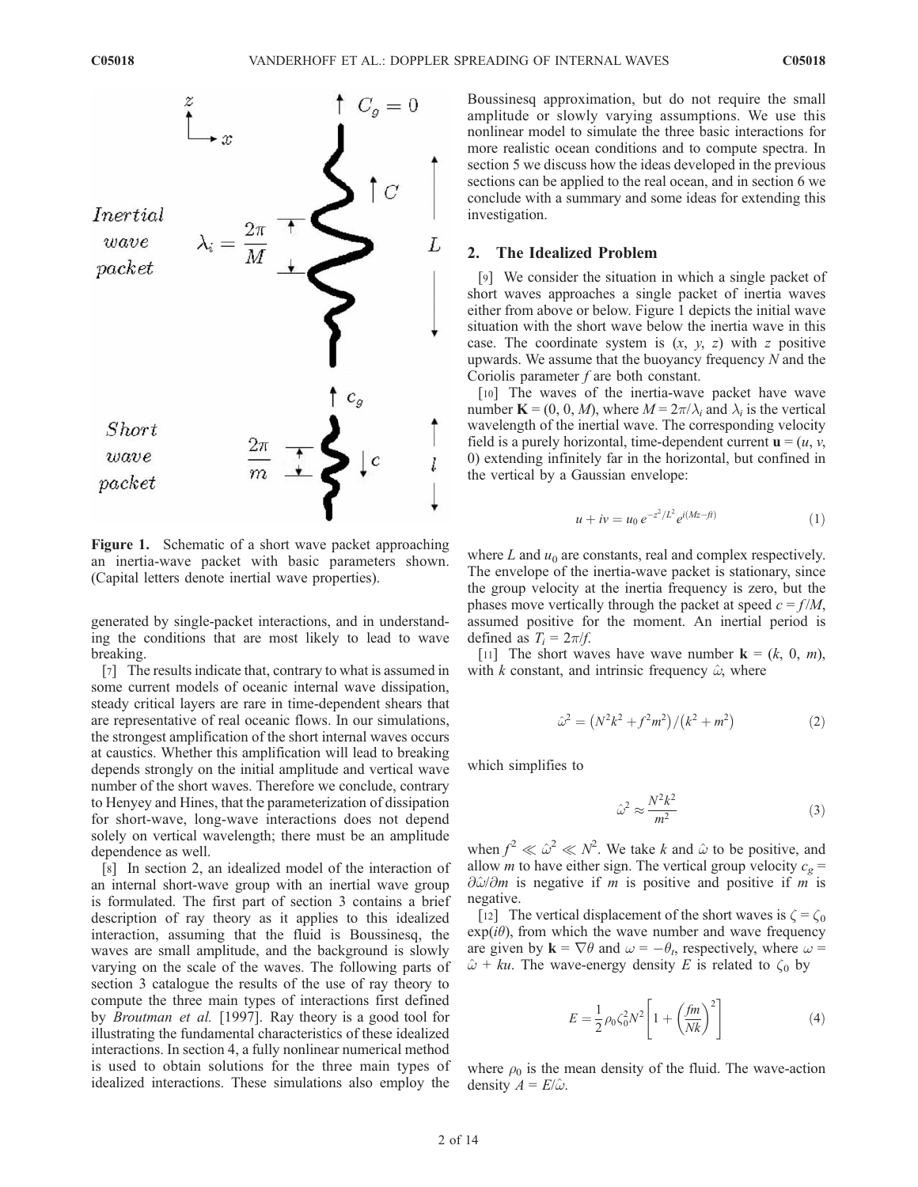Figure 1. Schematic of a short wave packet approaching an inertia-wave packet with basic parameters shown. (Capital letters denote inertial wave properties).

generated by single-packet interactions, and in understanding the conditions that are most likely to lead to wave breaking.

[7] The results indicate that, contrary to what is assumed in some current models of oceanic internal wave dissipation, steady critical layers are rare in time-dependent shears that are representative of real oceanic flows. In our simulations, the strongest amplification of the short internal waves occurs at caustics. Whether this amplification will lead to breaking depends strongly on the initial amplitude and vertical wave number of the short waves. Therefore we conclude, contrary to Henyey and Hines, that the parameterization of dissipation for short-wave, long-wave interactions does not depend solely on vertical wavelength; there must be an amplitude dependence as well.

[8] In section 2, an idealized model of the interaction of an internal short-wave group with an inertial wave group is formulated. The first part of section 3 contains a brief description of ray theory as it applies to this idealized interaction, assuming that the fluid is Boussinesq, the waves are small amplitude, and the background is slowly varying on the scale of the waves. The following parts of section 3 catalogue the results of the use of ray theory to compute the three main types of interactions first defined by *Broutman et al.* [1997]. Ray theory is a good tool for illustrating the fundamental characteristics of these idealized interactions. In section 4, a fully nonlinear numerical method is used to obtain solutions for the three main types of idealized interactions. These simulations also employ the Boussinesq approximation, but do not require the small amplitude or slowly varying assumptions. We use this nonlinear model to simulate the three basic interactions for more realistic ocean conditions and to compute spectra. In section 5 we discuss how the ideas developed in the previous sections can be applied to the real ocean, and in section 6 we conclude with a summary and some ideas for extending this investigation.

## 2. The Idealized Problem

[9] We consider the situation in which a single packet of short waves approaches a single packet of inertia waves either from above or below. Figure 1 depicts the initial wave situation with the short wave below the inertia wave in this case. The coordinate system is $(x, y, z)$ with $z$ positive upwards. We assume that the buoyancy frequency $N$ and the Coriolis parameter $f$ are both constant.

[10] The waves of the inertia-wave packet have wave number $\mathbf{K} = (0, 0, M)$, where $M = 2\pi/\lambda_i$ and $\lambda_i$ is the vertical wavelength of the inertial wave. The corresponding velocity field is a purely horizontal, time-dependent current $\mathbf{u} = (u, v, 0)$ extending infinitely far in the horizontal, but confined in the vertical by a Gaussian envelope:

$$u + iv = u_0\, e^{-z^2/L^2} e^{i(Mz - ft)} \tag{1}$$

where $L$ and $u_0$ are constants, real and complex respectively. The envelope of the inertia-wave packet is stationary, since the group velocity at the inertia frequency is zero, but the phases move vertically through the packet at speed $c = f/M$, assumed positive for the moment. An inertial period is defined as $T_i = 2\pi/f$.

[11] The short waves have wave number $\mathbf{k} = (k, 0, m)$, with $k$ constant, and intrinsic frequency $\hat{\omega}$, where

$$\hat{\omega}^2 = \left(N^2k^2 + f^2m^2\right)/\left(k^2 + m^2\right) \tag{2}$$

which simplifies to

$$\hat{\omega}^2 \approx \frac{N^2k^2}{m^2} \tag{3}$$

when $f^2 \ll \hat{\omega}^2 \ll N^2$. We take $k$ and $\hat{\omega}$ to be positive, and allow $m$ to have either sign. The vertical group velocity $c_g = \partial\hat{\omega}/\partial m$ is negative if $m$ is positive and positive if $m$ is negative.

[12] The vertical displacement of the short waves is $\zeta = \zeta_0 \exp(i\theta)$, from which the wave number and wave frequency are given by $\mathbf{k} = \nabla\theta$ and $\omega = -\theta_t$, respectively, where $\omega = \hat{\omega} + ku$. The wave-energy density $E$ is related to $\zeta_0$ by

$$E = \frac{1}{2}\rho_0\zeta_0^2N^2\left[1 + \left(\frac{fm}{Nk}\right)^2\right] \tag{4}$$

where $\rho_0$ is the mean density of the fluid. The wave-action density $A = E/\hat{\omega}$.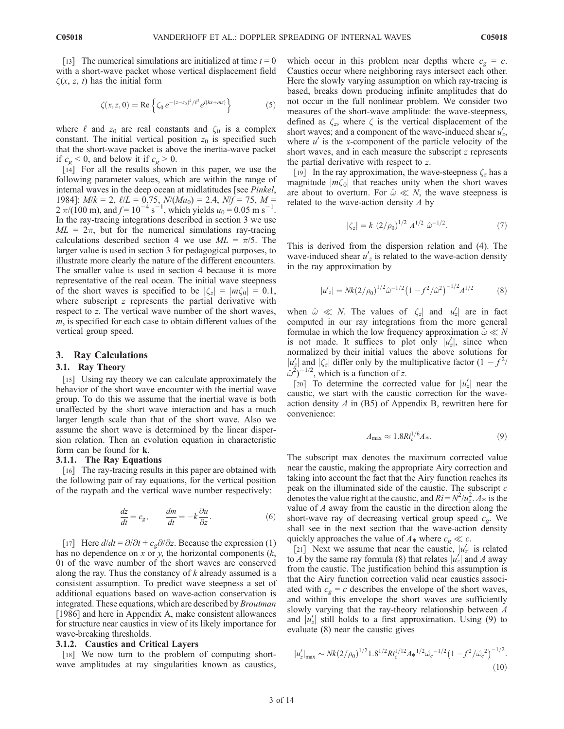[13] The numerical simulations are initialized at time $t = 0$ with a short-wave packet whose vertical displacement field $\zeta(x, z, t)$ has the initial form

$$\zeta(x,z,0) = \mathrm{Re}\left\{\zeta_0\, e^{-(z-z_0)^2/\ell^2} e^{i(kx+mz)}\right\} \tag{5}$$

where $\ell$ and $z_0$ are real constants and $\zeta_0$ is a complex constant. The initial vertical position $z_0$ is specified such that the short-wave packet is above the inertia-wave packet if $c_g < 0$, and below it if $c_g > 0$.

[14] For all the results shown in this paper, we use the following parameter values, which are within the range of internal waves in the deep ocean at midlatitudes [see *Pinkel*, 1984]: $M/k = 2$, $\ell/L = 0.75$, $N/(Mu_0) = 2.4$, $N/f = 75$, $M = 2\,\pi/(100\text{ m})$, and $f = 10^{-4}\text{ s}^{-1}$, which yields $u_0 = 0.05\text{ m s}^{-1}$. In the ray-tracing integrations described in section 3 we use $ML = 2\pi$, but for the numerical simulations ray-tracing calculations described section 4 we use $ML = \pi/5$. The larger value is used in section 3 for pedagogical purposes, to illustrate more clearly the nature of the different encounters. The smaller value is used in section 4 because it is more representative of the real ocean. The initial wave steepness of the short waves is specified to be $|\zeta_z| = |m\zeta_0| = 0.1$, where subscript $z$ represents the partial derivative with respect to $z$. The vertical wave number of the short waves, $m$, is specified for each case to obtain different values of the vertical group speed.

## 3. Ray Calculations

### 3.1. Ray Theory

[15] Using ray theory we can calculate approximately the behavior of the short wave encounter with the inertial wave group. To do this we assume that the inertial wave is both unaffected by the short wave interaction and has a much larger length scale than that of the short wave. Also we assume the short wave is determined by the linear dispersion relation. Then an evolution equation in characteristic form can be found for **k**.

#### 3.1.1. The Ray Equations

[16] The ray-tracing results in this paper are obtained with the following pair of ray equations, for the vertical position of the raypath and the vertical wave number respectively:

$$\frac{dz}{dt} = c_g, \qquad \frac{dm}{dt} = -k\frac{\partial u}{\partial z}. \tag{6}$$

[17] Here $d/dt = \partial/\partial t + c_g\partial/\partial z$. Because the expression (1) has no dependence on $x$ or $y$, the horizontal components $(k, 0)$ of the wave number of the short waves are conserved along the ray. Thus the constancy of $k$ already assumed is a consistent assumption. To predict wave steepness a set of additional equations based on wave-action conservation is integrated. These equations, which are described by *Broutman* [1986] and here in Appendix A, make consistent allowances for structure near caustics in view of its likely importance for wave-breaking thresholds.

#### 3.1.2. Caustics and Critical Layers

[18] We now turn to the problem of computing short-wave amplitudes at ray singularities known as caustics, which occur in this problem near depths where $c_g = c$. Caustics occur where neighboring rays intersect each other. Here the slowly varying assumption on which ray-tracing is based, breaks down producing infinite amplitudes that do not occur in the full nonlinear problem. We consider two measures of the short-wave amplitude: the wave-steepness, defined as $\zeta_z$, where $\zeta$ is the vertical displacement of the short waves; and a component of the wave-induced shear $u'_z$, where $u'$ is the $x$-component of the particle velocity of the short waves, and in each measure the subscript $z$ represents the partial derivative with respect to $z$.

[19] In the ray approximation, the wave-steepness $\zeta_z$ has a magnitude $|m\zeta_0|$ that reaches unity when the short waves are about to overturn. For $\hat{\omega} \ll N$, the wave steepness is related to the wave-action density $A$ by

$$|\zeta_z| = k\ (2/\rho_0)^{1/2}\ A^{1/2}\ \hat{\omega}^{-1/2}. \tag{7}$$

This is derived from the dispersion relation and (4). The wave-induced shear $u'_z$ is related to the wave-action density in the ray approximation by

$$|u'_z| = Nk(2/\rho_0)^{1/2}\hat{\omega}^{-1/2}\left(1 - f^2/\hat{\omega}^2\right)^{-1/2}A^{1/2} \tag{8}$$

when $\hat{\omega} \ll N$. The values of $|\zeta_z|$ and $|u'_z|$ are in fact computed in our ray integrations from the more general formulae in which the low frequency approximation $\hat{\omega} \ll N$ is not made. It suffices to plot only $|u'_z|$, since when normalized by their initial values the above solutions for $|u'_z|$ and $|\zeta_z|$ differ only by the multiplicative factor $(1 - f^2/\hat{\omega}^2)^{-1/2}$, which is a function of $z$.

[20] To determine the corrected value for $|u'_z|$ near the caustic, we start with the caustic correction for the wave-action density $A$ in (B5) of Appendix B, rewritten here for convenience:

$$A_{\max} \approx 1.8Ri_c^{1/6}A_*. \tag{9}$$

The subscript max denotes the maximum corrected value near the caustic, making the appropriate Airy correction and taking into account the fact that the Airy function reaches its peak on the illuminated side of the caustic. The subscript $c$ denotes the value right at the caustic, and $Ri = N^2/u_z^2$. $A_*$ is the value of $A$ away from the caustic in the direction along the short-wave ray of decreasing vertical group speed $c_g$. We shall see in the next section that the wave-action density quickly approaches the value of $A_*$ where $c_g \ll c$.

[21] Next we assume that near the caustic, $|u'_z|$ is related to $A$ by the same ray formula (8) that relates $|u'_z|$ and $A$ away from the caustic. The justification behind this assumption is that the Airy function correction valid near caustics associated with $c_g = c$ describes the envelope of the short waves, and within this envelope the short waves are sufficiently slowly varying that the ray-theory relationship between $A$ and $|u'_z|$ still holds to a first approximation. Using (9) to evaluate (8) near the caustic gives

$$|u'_z|_{\max} \sim Nk(2/\rho_0)^{1/2}1.8^{1/2}Ri_c^{1/12}{A_*}^{1/2}{\hat{\omega}_c}^{-1/2}\left(1 - f^2/{\hat{\omega}_c}^2\right)^{-1/2}. \tag{10}$$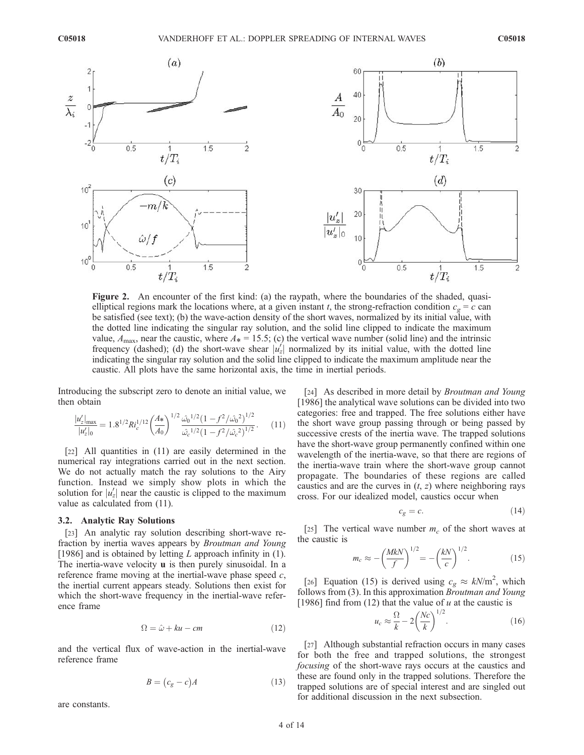**Figure 2.** An encounter of the first kind: (a) the raypath, where the boundaries of the shaded, quasi-elliptical regions mark the locations where, at a given instant $t$, the strong-refraction condition $c_g = c$ can be satisfied (see text); (b) the wave-action density of the short waves, normalized by its initial value, with the dotted line indicating the singular ray solution, and the solid line clipped to indicate the maximum value, $A_{max}$, near the caustic, where $A_* = 15.5$; (c) the vertical wave number (solid line) and the intrinsic frequency (dashed); (d) the short-wave shear $|u_z'|$ normalized by its initial value, with the dotted line indicating the singular ray solution and the solid line clipped to indicate the maximum amplitude near the caustic. All plots have the same horizontal axis, the time in inertial periods.

Introducing the subscript zero to denote an initial value, we then obtain

$$\frac{|u_z'|_{max}}{|u_z'|_0} = 1.8^{1/2} Ri_c^{1/12} \left(\frac{A*}{A_0}\right)^{1/2} \frac{\hat{\omega}_0^{1/2}\left(1 - f^2/\hat{\omega}_0^{\,2}\right)^{1/2}}{\hat{\omega}_c^{1/2}\left(1 - f^2/\hat{\omega}_c^{\,2}\right)^{1/2}}. \quad (11)$$

[22] All quantities in (11) are easily determined in the numerical ray integrations carried out in the next section. We do not actually match the ray solutions to the Airy function. Instead we simply show plots in which the solution for $|u_z'|$ near the caustic is clipped to the maximum value as calculated from (11).

### 3.2. Analytic Ray Solutions

[23] An analytic ray solution describing short-wave refraction by inertia waves appears by *Broutman and Young* [1986] and is obtained by letting $L$ approach infinity in (1). The inertia-wave velocity $\mathbf{u}$ is then purely sinusoidal. In a reference frame moving at the inertial-wave phase speed $c$, the inertial current appears steady. Solutions then exist for which the short-wave frequency in the inertial-wave reference frame

$$\Omega = \hat{\omega} + ku - cm \quad (12)$$

and the vertical flux of wave-action in the inertial-wave reference frame

$$B = (c_g - c)A \quad (13)$$

are constants.

[24] As described in more detail by *Broutman and Young* [1986] the analytical wave solutions can be divided into two categories: free and trapped. The free solutions either have the short wave group passing through or being passed by successive crests of the inertia wave. The trapped solutions have the short-wave group permanently confined within one wavelength of the inertia-wave, so that there are regions of the inertia-wave train where the short-wave group cannot propagate. The boundaries of these regions are called caustics and are the curves in $(t, z)$ where neighboring rays cross. For our idealized model, caustics occur when

$$c_g = c. \quad (14)$$

[25] The vertical wave number $m_c$ of the short waves at the caustic is

$$m_c \approx -\left(\frac{MkN}{f}\right)^{1/2} = -\left(\frac{kN}{c}\right)^{1/2}. \quad (15)$$

[26] Equation (15) is derived using $c_g \approx kN/m^2$, which follows from (3). In this approximation *Broutman and Young* [1986] find from (12) that the value of $u$ at the caustic is

$$u_c \approx \frac{\Omega}{k} - 2\left(\frac{Nc}{k}\right)^{1/2}. \quad (16)$$

[27] Although substantial refraction occurs in many cases for both the free and trapped solutions, the strongest *focusing* of the short-wave rays occurs at the caustics and these are found only in the trapped solutions. Therefore the trapped solutions are of special interest and are singled out for additional discussion in the next subsection.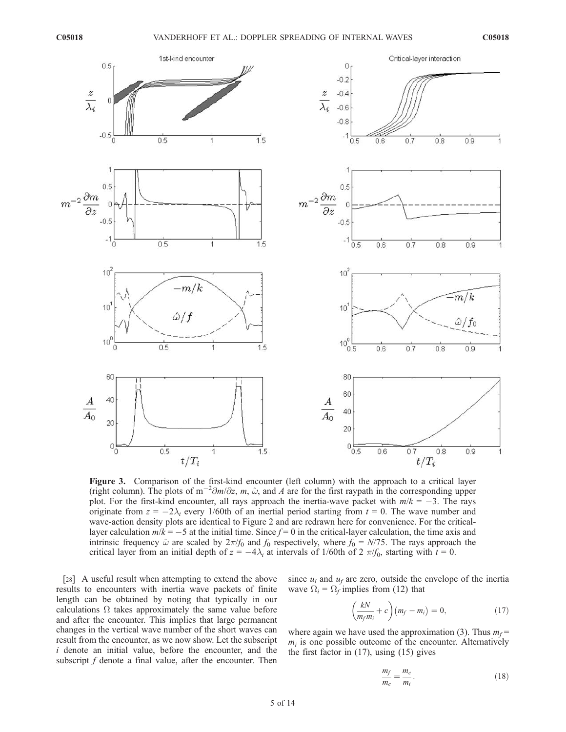**Figure 3.** Comparison of the first-kind encounter (left column) with the approach to a critical layer (right column). The plots of $m^{-2}\partial m/\partial z$, $m$, $\hat{\omega}$, and $A$ are for the first raypath in the corresponding upper plot. For the first-kind encounter, all rays approach the inertia-wave packet with $m/k = -3$. The rays originate from $z = -2\lambda_i$ every 1/60th of an inertial period starting from $t = 0$. The wave number and wave-action density plots are identical to Figure 2 and are redrawn here for convenience. For the critical-layer calculation $m/k = -5$ at the initial time. Since $f = 0$ in the critical-layer calculation, the time axis and intrinsic frequency $\hat{\omega}$ are scaled by $2\pi/f_0$ and $f_0$ respectively, where $f_0 = N/75$. The rays approach the critical layer from an initial depth of $z = -4\lambda_i$ at intervals of 1/60th of $2\pi/f_0$, starting with $t = 0$.

[28] A useful result when attempting to extend the above results to encounters with inertia wave packets of finite length can be obtained by noting that typically in our calculations $\Omega$ takes approximately the same value before and after the encounter. This implies that large permanent changes in the vertical wave number of the short waves can result from the encounter, as we now show. Let the subscript $i$ denote an initial value, before the encounter, and the subscript $f$ denote a final value, after the encounter. Then since $u_i$ and $u_f$ are zero, outside the envelope of the inertia wave $\Omega_i = \Omega_f$ implies from (12) that

$$\left(\frac{kN}{m_f m_i} + c\right)\left(m_f - m_i\right) = 0, \tag{17}$$

where again we have used the approximation (3). Thus $m_f = m_i$ is one possible outcome of the encounter. Alternatively the first factor in (17), using (15) gives

$$\frac{m_f}{m_c} = \frac{m_c}{m_i}. \tag{18}$$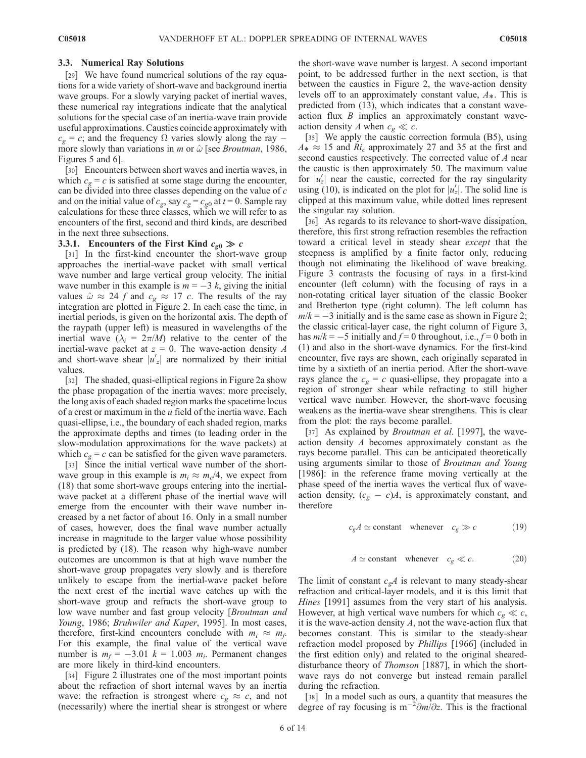### 3.3. Numerical Ray Solutions

[29] We have found numerical solutions of the ray equations for a wide variety of short-wave and background inertia wave groups. For a slowly varying packet of inertial waves, these numerical ray integrations indicate that the analytical solutions for the special case of an inertia-wave train provide useful approximations. Caustics coincide approximately with $c_g = c$; and the frequency $\Omega$ varies slowly along the ray – more slowly than variations in $m$ or $\hat{\omega}$ [see *Broutman*, 1986, Figures 5 and 6].

[30] Encounters between short waves and inertia waves, in which $c_g = c$ is satisfied at some stage during the encounter, can be divided into three classes depending on the value of $c$ and on the initial value of $c_g$, say $c_g = c_{g0}$ at $t = 0$. Sample ray calculations for these three classes, which we will refer to as encounters of the first, second and third kinds, are described in the next three subsections.

#### 3.3.1. Encounters of the First Kind $c_{g0} \gg c$

[31] In the first-kind encounter the short-wave group approaches the inertial-wave packet with small vertical wave number and large vertical group velocity. The initial wave number in this example is $m = -3\ k$, giving the initial values $\hat{\omega} \approx 24\ f$ and $c_g \approx 17\ c$. The results of the ray integration are plotted in Figure 2. In each case the time, in inertial periods, is given on the horizontal axis. The depth of the raypath (upper left) is measured in wavelengths of the inertial wave ($\lambda_i = 2\pi/M$) relative to the center of the inertial-wave packet at $z = 0$. The wave-action density $A$ and short-wave shear $|u_z'|$ are normalized by their initial values.

[32] The shaded, quasi-elliptical regions in Figure 2a show the phase propagation of the inertia waves: more precisely, the long axis of each shaded region marks the spacetime locus of a crest or maximum in the $u$ field of the inertia wave. Each quasi-ellipse, i.e., the boundary of each shaded region, marks the approximate depths and times (to leading order in the slow-modulation approximations for the wave packets) at which $c_g = c$ can be satisfied for the given wave parameters.

[33] Since the initial vertical wave number of the short-wave group in this example is $m_i \approx m_c/4$, we expect from (18) that some short-wave groups entering into the inertial-wave packet at a different phase of the inertial wave will emerge from the encounter with their wave number increased by a net factor of about 16. Only in a small number of cases, however, does the final wave number actually increase in magnitude to the larger value whose possibility is predicted by (18). The reason why high-wave number outcomes are uncommon is that at high wave number the short-wave group propagates very slowly and is therefore unlikely to escape from the inertial-wave packet before the next crest of the inertial wave catches up with the short-wave group and refracts the short-wave group to low wave number and fast group velocity [*Broutman and Young*, 1986; *Bruhwiler and Kaper*, 1995]. In most cases, therefore, first-kind encounters conclude with $m_i \approx m_f$. For this example, the final value of the vertical wave number is $m_f = -3.01\ k = 1.003\ m_i$. Permanent changes are more likely in third-kind encounters.

[34] Figure 2 illustrates one of the most important points about the refraction of short internal waves by an inertia wave: the refraction is strongest where $c_g \approx c$, and not (necessarily) where the inertial shear is strongest or where the short-wave wave number is largest. A second important point, to be addressed further in the next section, is that between the caustics in Figure 2, the wave-action density levels off to an approximately constant value, $A_*$. This is predicted from (13), which indicates that a constant wave-action flux $B$ implies an approximately constant wave-action density $A$ when $c_g \ll c$.

[35] We apply the caustic correction formula (B5), using $A_* \approx 15$ and $Ri_c$ approximately 27 and 35 at the first and second caustics respectively. The corrected value of $A$ near the caustic is then approximately 50. The maximum value for $|u_z'|$ near the caustic, corrected for the ray singularity using (10), is indicated on the plot for $|u_z'|$. The solid line is clipped at this maximum value, while dotted lines represent the singular ray solution.

[36] As regards to its relevance to short-wave dissipation, therefore, this first strong refraction resembles the refraction toward a critical level in steady shear *except* that the steepness is amplified by a finite factor only, reducing though not eliminating the likelihood of wave breaking. Figure 3 contrasts the focusing of rays in a first-kind encounter (left column) with the focusing of rays in a non-rotating critical layer situation of the classic Booker and Bretherton type (right column). The left column has $m/k = -3$ initially and is the same case as shown in Figure 2; the classic critical-layer case, the right column of Figure 3, has $m/k = -5$ initially and $f = 0$ throughout, i.e., $f = 0$ both in (1) and also in the short-wave dynamics. For the first-kind encounter, five rays are shown, each originally separated in time by a sixtieth of an inertia period. After the short-wave rays glance the $c_g = c$ quasi-ellipse, they propagate into a region of stronger shear while refracting to still higher vertical wave number. However, the short-wave focusing weakens as the inertia-wave shear strengthens. This is clear from the plot: the rays become parallel.

[37] As explained by *Broutman et al.* [1997], the wave-action density $A$ becomes approximately constant as the rays become parallel. This can be anticipated theoretically using arguments similar to those of *Broutman and Young* [1986]: in the reference frame moving vertically at the phase speed of the inertia waves the vertical flux of wave-action density, $(c_g - c)A$, is approximately constant, and therefore

$$c_g A \simeq \text{constant} \quad \text{whenever} \quad c_g \gg c \tag{19}$$

$$A \simeq \text{constant} \quad \text{whenever} \quad c_g \ll c. \tag{20}$$

The limit of constant $c_g A$ is relevant to many steady-shear refraction and critical-layer models, and it is this limit that *Hines* [1991] assumes from the very start of his analysis. However, at high vertical wave numbers for which $c_g \ll c$, it is the wave-action density $A$, not the wave-action flux that becomes constant. This is similar to the steady-shear refraction model proposed by *Phillips* [1966] (included in the first edition only) and related to the original sheared-disturbance theory of *Thomson* [1887], in which the short-wave rays do not converge but instead remain parallel during the refraction.

[38] In a model such as ours, a quantity that measures the degree of ray focusing is $m^{-2}\partial m/\partial z$. This is the fractional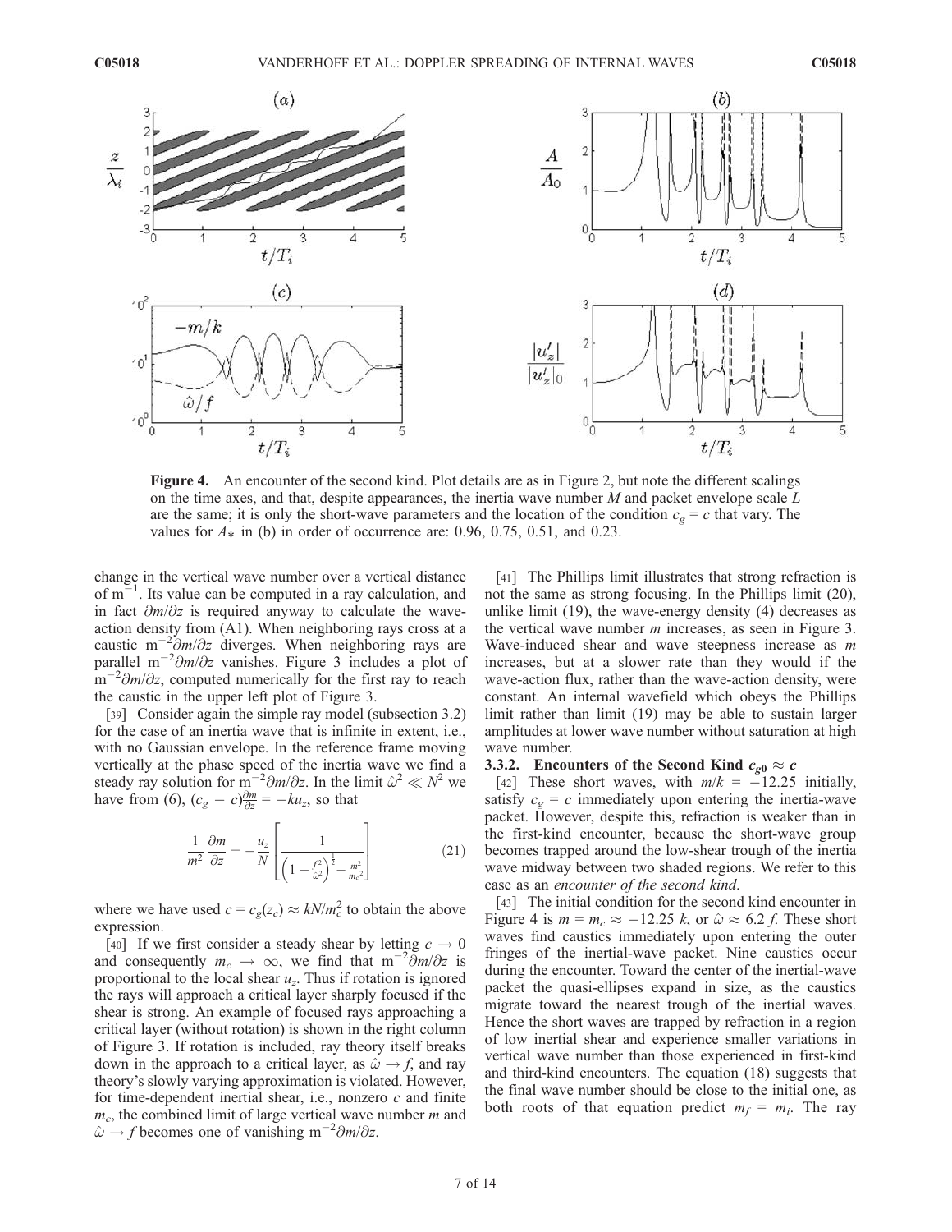**Figure 4.** An encounter of the second kind. Plot details are as in Figure 2, but note the different scalings on the time axes, and that, despite appearances, the inertia wave number $M$ and packet envelope scale $L$ are the same; it is only the short-wave parameters and the location of the condition $c_g = c$ that vary. The values for $A_*$ in (b) in order of occurrence are: 0.96, 0.75, 0.51, and 0.23.

change in the vertical wave number over a vertical distance of $m^{-1}$. Its value can be computed in a ray calculation, and in fact $\partial m/\partial z$ is required anyway to calculate the wave-action density from (A1). When neighboring rays cross at a caustic $m^{-2}\partial m/\partial z$ diverges. When neighboring rays are parallel $m^{-2}\partial m/\partial z$ vanishes. Figure 3 includes a plot of $m^{-2}\partial m/\partial z$, computed numerically for the first ray to reach the caustic in the upper left plot of Figure 3.

[39] Consider again the simple ray model (subsection 3.2) for the case of an inertia wave that is infinite in extent, i.e., with no Gaussian envelope. In the reference frame moving vertically at the phase speed of the inertia wave we find a steady ray solution for $m^{-2}\partial m/\partial z$. In the limit $\hat{\omega}^2 \ll N^2$ we have from (6), $(c_g - c)\frac{\partial m}{\partial z} = -ku_z$, so that

$$\frac{1}{m^2}\frac{\partial m}{\partial z} = -\frac{u_z}{N}\left[\frac{1}{\left(1-\frac{f^2}{\hat{\omega}^2}\right)^{\frac{1}{2}} - \frac{m^2}{m_c^2}}\right] \tag{21}$$

where we have used $c = c_g(z_c) \approx kN/m_c^2$ to obtain the above expression.

[40] If we first consider a steady shear by letting $c \rightarrow 0$ and consequently $m_c \rightarrow \infty$, we find that $m^{-2}\partial m/\partial z$ is proportional to the local shear $u_z$. Thus if rotation is ignored the rays will approach a critical layer sharply focused if the shear is strong. An example of focused rays approaching a critical layer (without rotation) is shown in the right column of Figure 3. If rotation is included, ray theory itself breaks down in the approach to a critical layer, as $\hat{\omega} \rightarrow f$, and ray theory's slowly varying approximation is violated. However, for time-dependent inertial shear, i.e., nonzero $c$ and finite $m_c$, the combined limit of large vertical wave number $m$ and $\hat{\omega} \rightarrow f$ becomes one of vanishing $m^{-2}\partial m/\partial z$.

[41] The Phillips limit illustrates that strong refraction is not the same as strong focusing. In the Phillips limit (20), unlike limit (19), the wave-energy density (4) decreases as the vertical wave number $m$ increases, as seen in Figure 3. Wave-induced shear and wave steepness increase as $m$ increases, but at a slower rate than they would if the wave-action flux, rather than the wave-action density, were constant. An internal wavefield which obeys the Phillips limit rather than limit (19) may be able to sustain larger amplitudes at lower wave number without saturation at high wave number.

### 3.3.2. Encounters of the Second Kind $c_{g0} \approx c$

[42] These short waves, with $m/k = -12.25$ initially, satisfy $c_g = c$ immediately upon entering the inertia-wave packet. However, despite this, refraction is weaker than in the first-kind encounter, because the short-wave group becomes trapped around the low-shear trough of the inertia wave midway between two shaded regions. We refer to this case as an *encounter of the second kind*.

[43] The initial condition for the second kind encounter in Figure 4 is $m = m_c \approx -12.25\ k$, or $\hat{\omega} \approx 6.2\ f$. These short waves find caustics immediately upon entering the outer fringes of the inertial-wave packet. Nine caustics occur during the encounter. Toward the center of the inertial-wave packet the quasi-ellipses expand in size, as the caustics migrate toward the nearest trough of the inertial waves. Hence the short waves are trapped by refraction in a region of low inertial shear and experience smaller variations in vertical wave number than those experienced in first-kind and third-kind encounters. The equation (18) suggests that the final wave number should be close to the initial one, as both roots of that equation predict $m_f = m_i$. The ray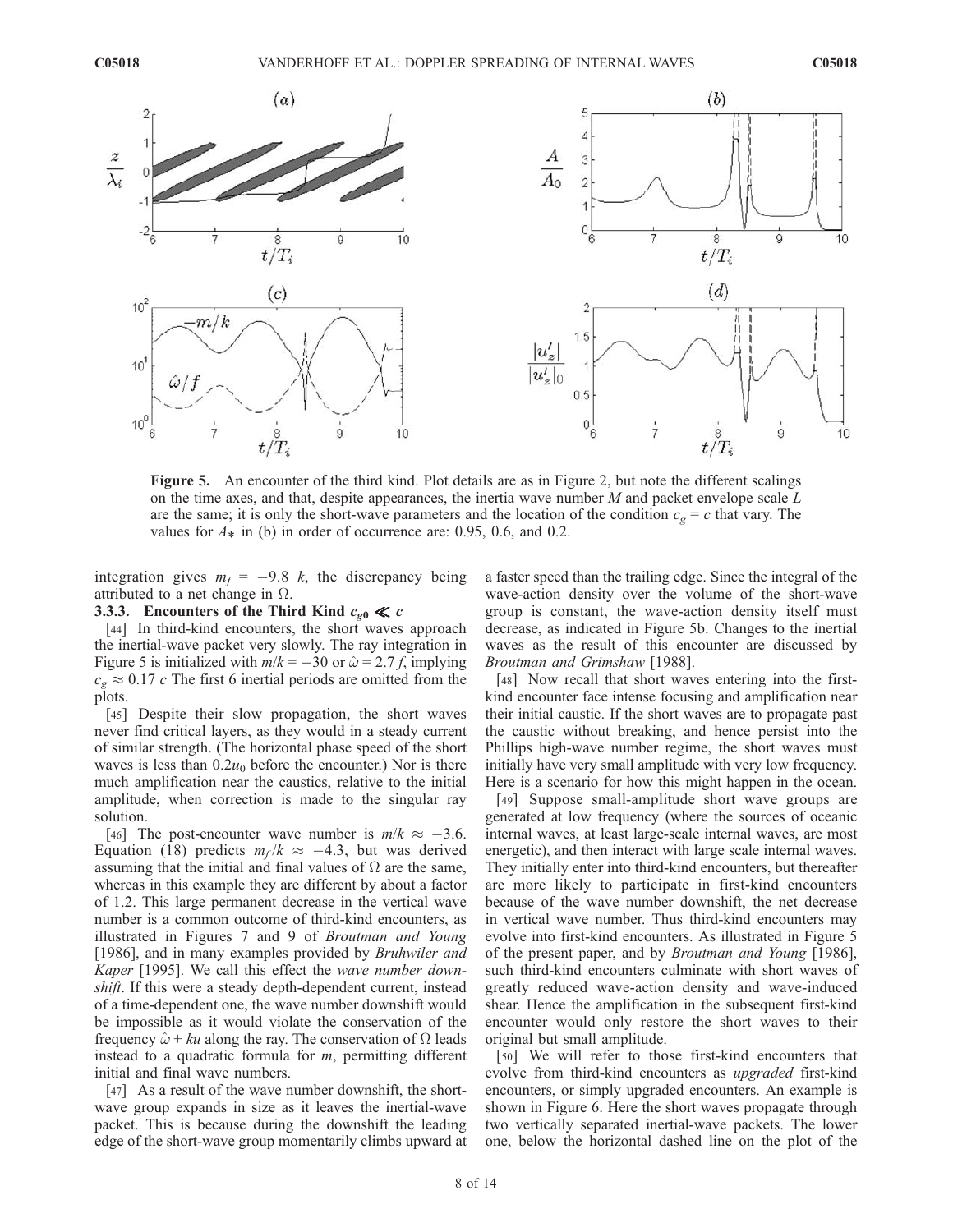**Figure 5.** An encounter of the third kind. Plot details are as in Figure 2, but note the different scalings on the time axes, and that, despite appearances, the inertia wave number $M$ and packet envelope scale $L$ are the same; it is only the short-wave parameters and the location of the condition $c_g = c$ that vary. The values for $A_*$ in (b) in order of occurrence are: 0.95, 0.6, and 0.2.

integration gives $m_f = -9.8\ k$, the discrepancy being attributed to a net change in $\Omega$.

### 3.3.3. Encounters of the Third Kind $c_{g0} \ll c$

[44] In third-kind encounters, the short waves approach the inertial-wave packet very slowly. The ray integration in Figure 5 is initialized with $m/k = -30$ or $\hat{\omega} = 2.7\,f$, implying $c_g \approx 0.17\ c$ The first 6 inertial periods are omitted from the plots.

[45] Despite their slow propagation, the short waves never find critical layers, as they would in a steady current of similar strength. (The horizontal phase speed of the short waves is less than $0.2u_0$ before the encounter.) Nor is there much amplification near the caustics, relative to the initial amplitude, when correction is made to the singular ray solution.

[46] The post-encounter wave number is $m/k \approx -3.6$. Equation (18) predicts $m_f/k \approx -4.3$, but was derived assuming that the initial and final values of $\Omega$ are the same, whereas in this example they are different by about a factor of 1.2. This large permanent decrease in the vertical wave number is a common outcome of third-kind encounters, as illustrated in Figures 7 and 9 of *Broutman and Young* [1986], and in many examples provided by *Bruhwiler and Kaper* [1995]. We call this effect the *wave number downshift*. If this were a steady depth-dependent current, instead of a time-dependent one, the wave number downshift would be impossible as it would violate the conservation of the frequency $\hat{\omega} + ku$ along the ray. The conservation of $\Omega$ leads instead to a quadratic formula for $m$, permitting different initial and final wave numbers.

[47] As a result of the wave number downshift, the short-wave group expands in size as it leaves the inertial-wave packet. This is because during the downshift the leading edge of the short-wave group momentarily climbs upward at a faster speed than the trailing edge. Since the integral of the wave-action density over the volume of the short-wave group is constant, the wave-action density itself must decrease, as indicated in Figure 5b. Changes to the inertial waves as the result of this encounter are discussed by *Broutman and Grimshaw* [1988].

[48] Now recall that short waves entering into the first-kind encounter face intense focusing and amplification near their initial caustic. If the short waves are to propagate past the caustic without breaking, and hence persist into the Phillips high-wave number regime, the short waves must initially have very small amplitude with very low frequency. Here is a scenario for how this might happen in the ocean.

[49] Suppose small-amplitude short wave groups are generated at low frequency (where the sources of oceanic internal waves, at least large-scale internal waves, are most energetic), and then interact with large scale internal waves. They initially enter into third-kind encounters, but thereafter are more likely to participate in first-kind encounters because of the wave number downshift, the net decrease in vertical wave number. Thus third-kind encounters may evolve into first-kind encounters. As illustrated in Figure 5 of the present paper, and by *Broutman and Young* [1986], such third-kind encounters culminate with short waves of greatly reduced wave-action density and wave-induced shear. Hence the amplification in the subsequent first-kind encounter would only restore the short waves to their original but small amplitude.

[50] We will refer to those first-kind encounters that evolve from third-kind encounters as *upgraded* first-kind encounters, or simply upgraded encounters. An example is shown in Figure 6. Here the short waves propagate through two vertically separated inertial-wave packets. The lower one, below the horizontal dashed line on the plot of the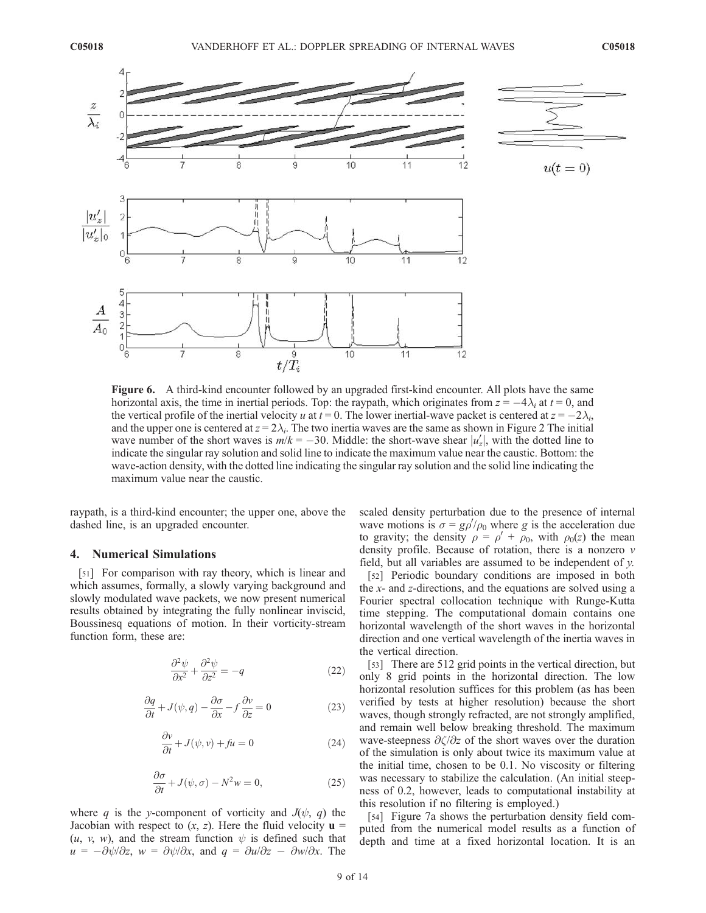**Figure 6.** A third-kind encounter followed by an upgraded first-kind encounter. All plots have the same horizontal axis, the time in inertial periods. Top: the raypath, which originates from $z = -4\lambda_i$ at $t = 0$, and the vertical profile of the inertial velocity $u$ at $t = 0$. The lower inertial-wave packet is centered at $z = -2\lambda_i$, and the upper one is centered at $z = 2\lambda_i$. The two inertia waves are the same as shown in Figure 2 The initial wave number of the short waves is $m/k = -30$. Middle: the short-wave shear $|u_z'|$, with the dotted line to indicate the singular ray solution and solid line to indicate the maximum value near the caustic. Bottom: the wave-action density, with the dotted line indicating the singular ray solution and the solid line indicating the maximum value near the caustic.

raypath, is a third-kind encounter; the upper one, above the dashed line, is an upgraded encounter.

## 4. Numerical Simulations

[51] For comparison with ray theory, which is linear and which assumes, formally, a slowly varying background and slowly modulated wave packets, we now present numerical results obtained by integrating the fully nonlinear inviscid, Boussinesq equations of motion. In their vorticity-stream function form, these are:

$$\frac{\partial^2 \psi}{\partial x^2} + \frac{\partial^2 \psi}{\partial z^2} = -q \tag{22}$$

$$\frac{\partial q}{\partial t} + J(\psi, q) - \frac{\partial \sigma}{\partial x} - f\frac{\partial v}{\partial z} = 0 \tag{23}$$

$$\frac{\partial v}{\partial t} + J(\psi, v) + fu = 0 \tag{24}$$

$$\frac{\partial \sigma}{\partial t} + J(\psi, \sigma) - N^2 w = 0, \tag{25}$$

where $q$ is the $y$-component of vorticity and $J(\psi, q)$ the Jacobian with respect to $(x, z)$. Here the fluid velocity $\mathbf{u} = (u, v, w)$, and the stream function $\psi$ is defined such that $u = -\partial\psi/\partial z$, $w = \partial\psi/\partial x$, and $q = \partial u/\partial z - \partial w/\partial x$. The scaled density perturbation due to the presence of internal wave motions is $\sigma = g\rho'/\rho_0$ where $g$ is the acceleration due to gravity; the density $\rho = \rho' + \rho_0$, with $\rho_0(z)$ the mean density profile. Because of rotation, there is a nonzero $v$ field, but all variables are assumed to be independent of $y$.

[52] Periodic boundary conditions are imposed in both the $x$- and $z$-directions, and the equations are solved using a Fourier spectral collocation technique with Runge-Kutta time stepping. The computational domain contains one horizontal wavelength of the short waves in the horizontal direction and one vertical wavelength of the inertia waves in the vertical direction.

[53] There are 512 grid points in the vertical direction, but only 8 grid points in the horizontal direction. The low horizontal resolution suffices for this problem (as has been verified by tests at higher resolution) because the short waves, though strongly refracted, are not strongly amplified, and remain well below breaking threshold. The maximum wave-steepness $\partial\zeta/\partial z$ of the short waves over the duration of the simulation is only about twice its maximum value at the initial time, chosen to be 0.1. No viscosity or filtering was necessary to stabilize the calculation. (An initial steepness of 0.2, however, leads to computational instability at this resolution if no filtering is employed.)

[54] Figure 7a shows the perturbation density field computed from the numerical model results as a function of depth and time at a fixed horizontal location. It is an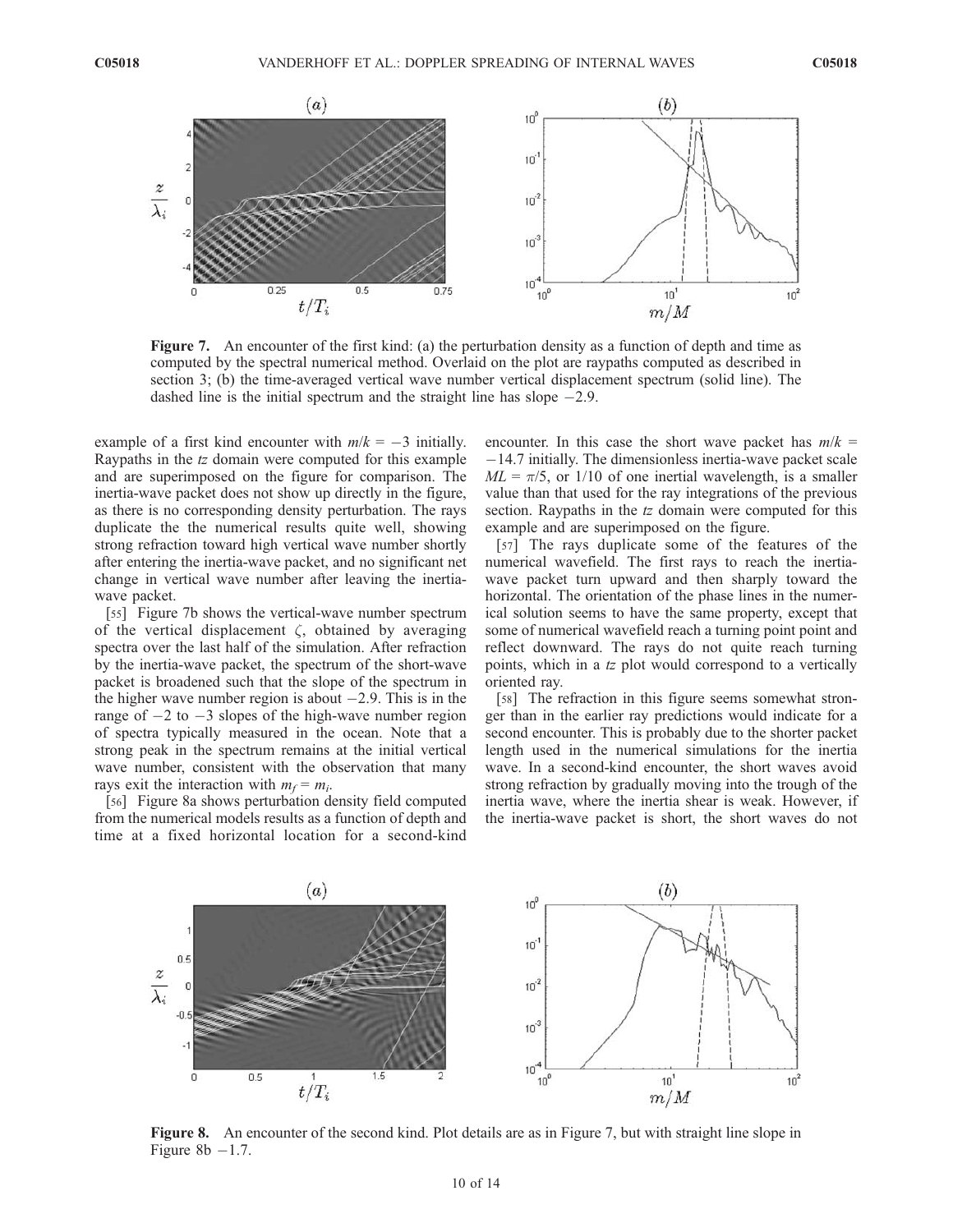**Figure 7.** An encounter of the first kind: (a) the perturbation density as a function of depth and time as computed by the spectral numerical method. Overlaid on the plot are raypaths computed as described in section 3; (b) the time-averaged vertical wave number vertical displacement spectrum (solid line). The dashed line is the initial spectrum and the straight line has slope −2.9.

example of a first kind encounter with $m/k = -3$ initially. Raypaths in the $tz$ domain were computed for this example and are superimposed on the figure for comparison. The inertia-wave packet does not show up directly in the figure, as there is no corresponding density perturbation. The rays duplicate the the numerical results quite well, showing strong refraction toward high vertical wave number shortly after entering the inertia-wave packet, and no significant net change in vertical wave number after leaving the inertia-wave packet.

[55] Figure 7b shows the vertical-wave number spectrum of the vertical displacement $\zeta$, obtained by averaging spectra over the last half of the simulation. After refraction by the inertia-wave packet, the spectrum of the short-wave packet is broadened such that the slope of the spectrum in the higher wave number region is about −2.9. This is in the range of −2 to −3 slopes of the high-wave number region of spectra typically measured in the ocean. Note that a strong peak in the spectrum remains at the initial vertical wave number, consistent with the observation that many rays exit the interaction with $m_f = m_i$.

[56] Figure 8a shows perturbation density field computed from the numerical models results as a function of depth and time at a fixed horizontal location for a second-kind encounter. In this case the short wave packet has $m/k = -14.7$ initially. The dimensionless inertia-wave packet scale $ML = \pi/5$, or 1/10 of one inertial wavelength, is a smaller value than that used for the ray integrations of the previous section. Raypaths in the $tz$ domain were computed for this example and are superimposed on the figure.

[57] The rays duplicate some of the features of the numerical wavefield. The first rays to reach the inertia-wave packet turn upward and then sharply toward the horizontal. The orientation of the phase lines in the numerical solution seems to have the same property, except that some of numerical wavefield reach a turning point point and reflect downward. The rays do not quite reach turning points, which in a $tz$ plot would correspond to a vertically oriented ray.

[58] The refraction in this figure seems somewhat stronger than in the earlier ray predictions would indicate for a second encounter. This is probably due to the shorter packet length used in the numerical simulations for the inertia wave. In a second-kind encounter, the short waves avoid strong refraction by gradually moving into the trough of the inertia wave, where the inertia shear is weak. However, if the inertia-wave packet is short, the short waves do not

**Figure 8.** An encounter of the second kind. Plot details are as in Figure 7, but with straight line slope in Figure 8b −1.7.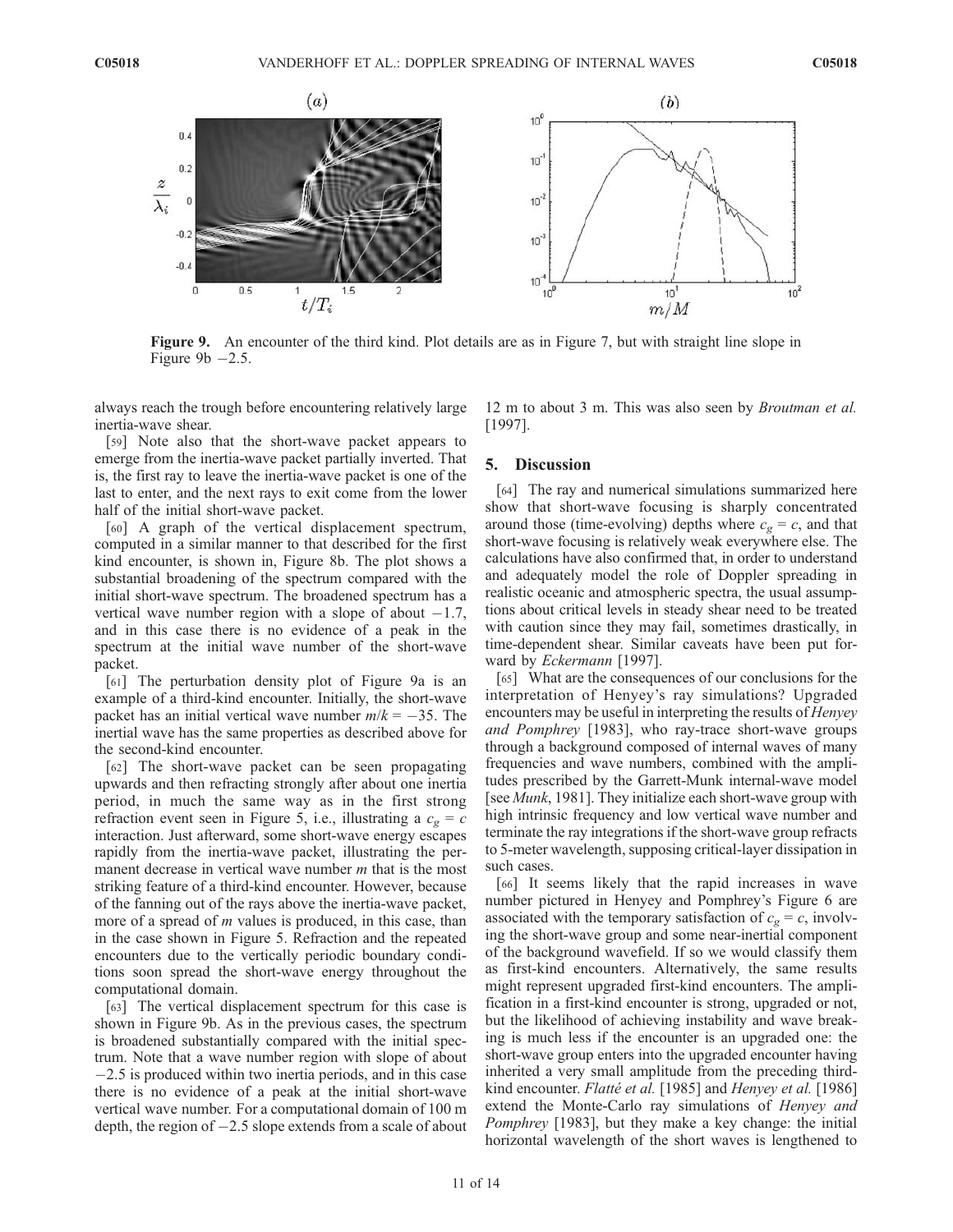**Figure 9.** An encounter of the third kind. Plot details are as in Figure 7, but with straight line slope in Figure 9b −2.5.

always reach the trough before encountering relatively large inertia-wave shear.

[59] Note also that the short-wave packet appears to emerge from the inertia-wave packet partially inverted. That is, the first ray to leave the inertia-wave packet is one of the last to enter, and the next rays to exit come from the lower half of the initial short-wave packet.

[60] A graph of the vertical displacement spectrum, computed in a similar manner to that described for the first kind encounter, is shown in, Figure 8b. The plot shows a substantial broadening of the spectrum compared with the initial short-wave spectrum. The broadened spectrum has a vertical wave number region with a slope of about −1.7, and in this case there is no evidence of a peak in the spectrum at the initial wave number of the short-wave packet.

[61] The perturbation density plot of Figure 9a is an example of a third-kind encounter. Initially, the short-wave packet has an initial vertical wave number $m/k = -35$. The inertial wave has the same properties as described above for the second-kind encounter.

[62] The short-wave packet can be seen propagating upwards and then refracting strongly after about one inertia period, in much the same way as in the first strong refraction event seen in Figure 5, i.e., illustrating a $c_g = c$ interaction. Just afterward, some short-wave energy escapes rapidly from the inertia-wave packet, illustrating the permanent decrease in vertical wave number $m$ that is the most striking feature of a third-kind encounter. However, because of the fanning out of the rays above the inertia-wave packet, more of a spread of $m$ values is produced, in this case, than in the case shown in Figure 5. Refraction and the repeated encounters due to the vertically periodic boundary conditions soon spread the short-wave energy throughout the computational domain.

[63] The vertical displacement spectrum for this case is shown in Figure 9b. As in the previous cases, the spectrum is broadened substantially compared with the initial spectrum. Note that a wave number region with slope of about −2.5 is produced within two inertia periods, and in this case there is no evidence of a peak at the initial short-wave vertical wave number. For a computational domain of 100 m depth, the region of −2.5 slope extends from a scale of about 12 m to about 3 m. This was also seen by *Broutman et al.* [1997].

## 5. Discussion

[64] The ray and numerical simulations summarized here show that short-wave focusing is sharply concentrated around those (time-evolving) depths where $c_g = c$, and that short-wave focusing is relatively weak everywhere else. The calculations have also confirmed that, in order to understand and adequately model the role of Doppler spreading in realistic oceanic and atmospheric spectra, the usual assumptions about critical levels in steady shear need to be treated with caution since they may fail, sometimes drastically, in time-dependent shear. Similar caveats have been put forward by *Eckermann* [1997].

[65] What are the consequences of our conclusions for the interpretation of Henyey's ray simulations? Upgraded encounters may be useful in interpreting the results of *Henyey and Pomphrey* [1983], who ray-trace short-wave groups through a background composed of internal waves of many frequencies and wave numbers, combined with the amplitudes prescribed by the Garrett-Munk internal-wave model [see *Munk*, 1981]. They initialize each short-wave group with high intrinsic frequency and low vertical wave number and terminate the ray integrations if the short-wave group refracts to 5-meter wavelength, supposing critical-layer dissipation in such cases.

[66] It seems likely that the rapid increases in wave number pictured in Henyey and Pomphrey's Figure 6 are associated with the temporary satisfaction of $c_g = c$, involving the short-wave group and some near-inertial component of the background wavefield. If so we would classify them as first-kind encounters. Alternatively, the same results might represent upgraded first-kind encounters. The amplification in a first-kind encounter is strong, upgraded or not, but the likelihood of achieving instability and wave breaking is much less if the encounter is an upgraded one: the short-wave group enters into the upgraded encounter having inherited a very small amplitude from the preceding third-kind encounter. *Flatté et al.* [1985] and *Henyey et al.* [1986] extend the Monte-Carlo ray simulations of *Henyey and Pomphrey* [1983], but they make a key change: the initial horizontal wavelength of the short waves is lengthened to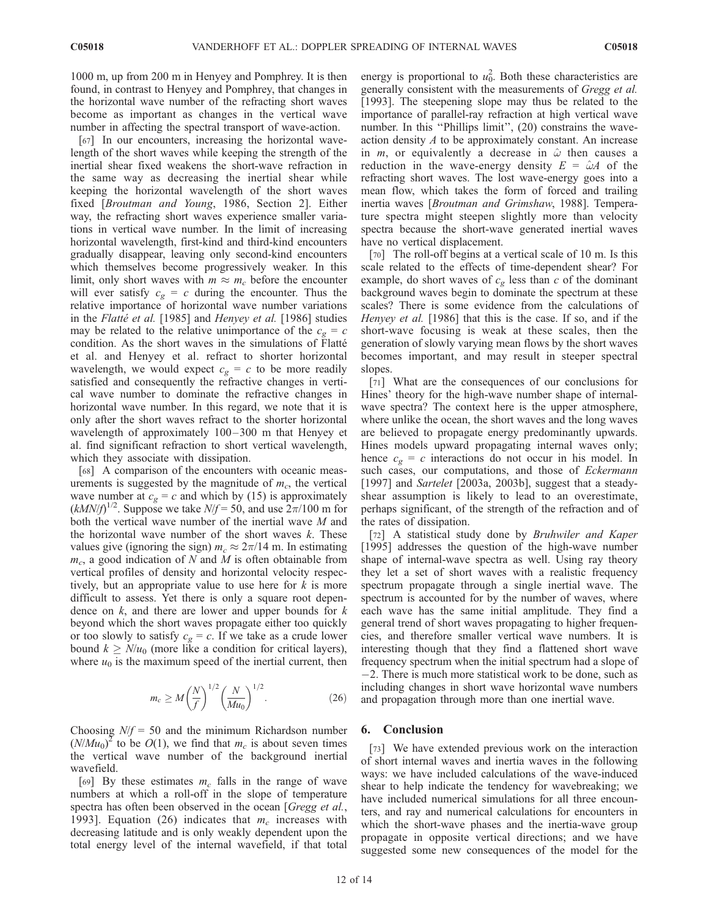1000 m, up from 200 m in Henyey and Pomphrey. It is then found, in contrast to Henyey and Pomphrey, that changes in the horizontal wave number of the refracting short waves become as important as changes in the vertical wave number in affecting the spectral transport of wave-action.

[67] In our encounters, increasing the horizontal wavelength of the short waves while keeping the strength of the inertial shear fixed weakens the short-wave refraction in the same way as decreasing the inertial shear while keeping the horizontal wavelength of the short waves fixed [*Broutman and Young*, 1986, Section 2]. Either way, the refracting short waves experience smaller variations in vertical wave number. In the limit of increasing horizontal wavelength, first-kind and third-kind encounters gradually disappear, leaving only second-kind encounters which themselves become progressively weaker. In this limit, only short waves with $m \approx m_c$ before the encounter will ever satisfy $c_g = c$ during the encounter. Thus the relative importance of horizontal wave number variations in the *Flatté et al.* [1985] and *Henyey et al.* [1986] studies may be related to the relative unimportance of the $c_g = c$ condition. As the short waves in the simulations of Flatté et al. and Henyey et al. refract to shorter horizontal wavelength, we would expect $c_g = c$ to be more readily satisfied and consequently the refractive changes in vertical wave number to dominate the refractive changes in horizontal wave number. In this regard, we note that it is only after the short waves refract to the shorter horizontal wavelength of approximately 100–300 m that Henyey et al. find significant refraction to short vertical wavelength, which they associate with dissipation.

[68] A comparison of the encounters with oceanic measurements is suggested by the magnitude of $m_c$, the vertical wave number at $c_g = c$ and which by (15) is approximately $(kMN/f)^{1/2}$. Suppose we take $N/f = 50$, and use $2\pi/100$ m for both the vertical wave number of the inertial wave $M$ and the horizontal wave number of the short waves $k$. These values give (ignoring the sign) $m_c \approx 2\pi/14$ m. In estimating $m_c$, a good indication of $N$ and $M$ is often obtainable from vertical profiles of density and horizontal velocity respectively, but an appropriate value to use here for $k$ is more difficult to assess. Yet there is only a square root dependence on $k$, and there are lower and upper bounds for $k$ beyond which the short waves propagate either too quickly or too slowly to satisfy $c_g = c$. If we take as a crude lower bound $k \geq N/u_0$ (more like a condition for critical layers), where $u_0$ is the maximum speed of the inertial current, then

$$m_c \geq M\left(\frac{N}{f}\right)^{1/2}\left(\frac{N}{Mu_0}\right)^{1/2}. \tag{26}$$

Choosing $N/f = 50$ and the minimum Richardson number $(N/Mu_0)^2$ to be $O(1)$, we find that $m_c$ is about seven times the vertical wave number of the background inertial wavefield.

[69] By these estimates $m_c$ falls in the range of wave numbers at which a roll-off in the slope of temperature spectra has often been observed in the ocean [*Gregg et al.*, 1993]. Equation (26) indicates that $m_c$ increases with decreasing latitude and is only weakly dependent upon the total energy level of the internal wavefield, if that total energy is proportional to $u_0^2$. Both these characteristics are generally consistent with the measurements of *Gregg et al.* [1993]. The steepening slope may thus be related to the importance of parallel-ray refraction at high vertical wave number. In this "Phillips limit", (20) constrains the wave-action density $A$ to be approximately constant. An increase in $m$, or equivalently a decrease in $\hat{\omega}$ then causes a reduction in the wave-energy density $E = \hat{\omega}A$ of the refracting short waves. The lost wave-energy goes into a mean flow, which takes the form of forced and trailing inertia waves [*Broutman and Grimshaw*, 1988]. Temperature spectra might steepen slightly more than velocity spectra because the short-wave generated inertial waves have no vertical displacement.

[70] The roll-off begins at a vertical scale of 10 m. Is this scale related to the effects of time-dependent shear? For example, do short waves of $c_g$ less than $c$ of the dominant background waves begin to dominate the spectrum at these scales? There is some evidence from the calculations of *Henyey et al.* [1986] that this is the case. If so, and if the short-wave focusing is weak at these scales, then the generation of slowly varying mean flows by the short waves becomes important, and may result in steeper spectral slopes.

[71] What are the consequences of our conclusions for Hines' theory for the high-wave number shape of internal-wave spectra? The context here is the upper atmosphere, where unlike the ocean, the short waves and the long waves are believed to propagate energy predominantly upwards. Hines models upward propagating internal waves only; hence $c_g = c$ interactions do not occur in his model. In such cases, our computations, and those of *Eckermann* [1997] and *Sartelet* [2003a, 2003b], suggest that a steady-shear assumption is likely to lead to an overestimate, perhaps significant, of the strength of the refraction and of the rates of dissipation.

[72] A statistical study done by *Bruhwiler and Kaper* [1995] addresses the question of the high-wave number shape of internal-wave spectra as well. Using ray theory they let a set of short waves with a realistic frequency spectrum propagate through a single inertial wave. The spectrum is accounted for by the number of waves, where each wave has the same initial amplitude. They find a general trend of short waves propagating to higher frequencies, and therefore smaller vertical wave numbers. It is interesting though that they find a flattened short wave frequency spectrum when the initial spectrum had a slope of −2. There is much more statistical work to be done, such as including changes in short wave horizontal wave numbers and propagation through more than one inertial wave.

## 6. Conclusion

[73] We have extended previous work on the interaction of short internal waves and inertia waves in the following ways: we have included calculations of the wave-induced shear to help indicate the tendency for wavebreaking; we have included numerical simulations for all three encounters, and ray and numerical calculations for encounters in which the short-wave phases and the inertia-wave group propagate in opposite vertical directions; and we have suggested some new consequences of the model for the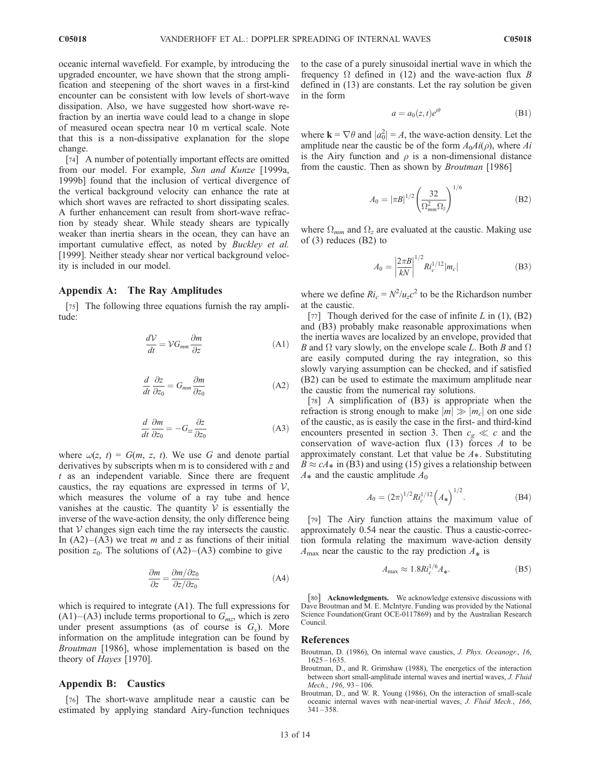oceanic internal wavefield. For example, by introducing the upgraded encounter, we have shown that the strong amplification and steepening of the short waves in a first-kind encounter can be consistent with low levels of short-wave dissipation. Also, we have suggested how short-wave refraction by an inertia wave could lead to a change in slope of measured ocean spectra near 10 m vertical scale. Note that this is a non-dissipative explanation for the slope change.

[74] A number of potentially important effects are omitted from our model. For example, *Sun and Kunze* [1999a, 1999b] found that the inclusion of vertical divergence of the vertical background velocity can enhance the rate at which short waves are refracted to short dissipating scales. A further enhancement can result from short-wave refraction by steady shear. While steady shears are typically weaker than inertia shears in the ocean, they can have an important cumulative effect, as noted by *Buckley et al.* [1999]. Neither steady shear nor vertical background velocity is included in our model.

## Appendix A: The Ray Amplitudes

[75] The following three equations furnish the ray amplitude:

$$\frac{d\mathcal{V}}{dt} = \mathcal{V} G_{mm} \frac{\partial m}{\partial z} \tag{A1}$$

$$\frac{d}{dt}\frac{\partial z}{\partial z_0} = G_{mm}\frac{\partial m}{\partial z_0} \tag{A2}$$

$$\frac{d}{dt}\frac{\partial m}{\partial z_0} = -G_{zz}\frac{\partial z}{\partial z_0} \tag{A3}$$

where $\omega(z, t) = G(m, z, t)$. We use $G$ and denote partial derivatives by subscripts when m is to considered with $z$ and $t$ as an independent variable. Since there are frequent caustics, the ray equations are expressed in terms of $\mathcal{V}$, which measures the volume of a ray tube and hence vanishes at the caustic. The quantity $\mathcal{V}$ is essentially the inverse of the wave-action density, the only difference being that $\mathcal{V}$ changes sign each time the ray intersects the caustic. In (A2)–(A3) we treat $m$ and $z$ as functions of their initial position $z_0$. The solutions of (A2)–(A3) combine to give

$$\frac{\partial m}{\partial z} = \frac{\partial m/\partial z_0}{\partial z/\partial z_0} \tag{A4}$$

which is required to integrate (A1). The full expressions for (A1)–(A3) include terms proportional to $G_{mz}$, which is zero under present assumptions (as of course is $G_x$). More information on the amplitude integration can be found by *Broutman* [1986], whose implementation is based on the theory of *Hayes* [1970].

## Appendix B: Caustics

[76] The short-wave amplitude near a caustic can be estimated by applying standard Airy-function techniques to the case of a purely sinusoidal inertial wave in which the frequency $\Omega$ defined in (12) and the wave-action flux $B$ defined in (13) are constants. Let the ray solution be given in the form

$$a = a_0(z, t)e^{i\theta} \tag{B1}$$

where $\mathbf{k} = \nabla\theta$ and $|a_0^2| = A$, the wave-action density. Let the amplitude near the caustic be of the form $A_0 Ai(\rho)$, where $Ai$ is the Airy function and $\rho$ is a non-dimensional distance from the caustic. Then as shown by *Broutman* [1986]

$$A_0 = |\pi B|^{1/2}\left(\frac{32}{\Omega_{mm}^2 \Omega_z}\right)^{1/6} \tag{B2}$$

where $\Omega_{mm}$ and $\Omega_z$ are evaluated at the caustic. Making use of (3) reduces (B2) to

$$A_0 = \left|\frac{2\pi B}{kN}\right|^{1/2} Ri_c^{1/12}|m_c| \tag{B3}$$

where we define $Ri_c = N^2/u_z c^2$ to be the Richardson number at the caustic.

[77] Though derived for the case of infinite $L$ in (1), (B2) and (B3) probably make reasonable approximations when the inertia waves are localized by an envelope, provided that $B$ and $\Omega$ vary slowly, on the envelope scale $L$. Both $B$ and $\Omega$ are easily computed during the ray integration, so this slowly varying assumption can be checked, and if satisfied (B2) can be used to estimate the maximum amplitude near the caustic from the numerical ray solutions.

[78] A simplification of (B3) is appropriate when the refraction is strong enough to make $|m| \gg |m_c|$ on one side of the caustic, as is easily the case in the first- and third-kind encounters presented in section 3. Then $c_g \ll c$ and the conservation of wave-action flux (13) forces $A$ to be approximately constant. Let that value be $A_*$. Substituting $B \approx cA_*$ in (B3) and using (15) gives a relationship between $A_*$ and the caustic amplitude $A_0$

$$A_0 = (2\pi)^{1/2} Ri_c^{1/12}\left(A_*\right)^{1/2}. \tag{B4}$$

[79] The Airy function attains the maximum value of approximately 0.54 near the caustic. Thus a caustic-correction formula relating the maximum wave-action density $A_{\max}$ near the caustic to the ray prediction $A_*$ is

$$A_{\max} \approx 1.8 Ri_c^{1/6} A_*. \tag{B5}$$

[80] **Acknowledgments.** We acknowledge extensive discussions with Dave Broutman and M. E. McIntyre. Funding was provided by the National Science Foundation(Grant OCE-0117869) and by the Australian Research Council.

## References

Broutman, D. (1986), On internal wave caustics, *J. Phys. Oceanogr.*, *16*, 1625–1635.

Broutman, D., and R. Grimshaw (1988), The energetics of the interaction between short small-amplitude internal waves and inertial waves, *J. Fluid Mech.*, *196*, 93–106.

Broutman, D., and W. R. Young (1986), On the interaction of small-scale oceanic internal waves with near-inertial waves, *J. Fluid Mech.*, *166*, 341–358.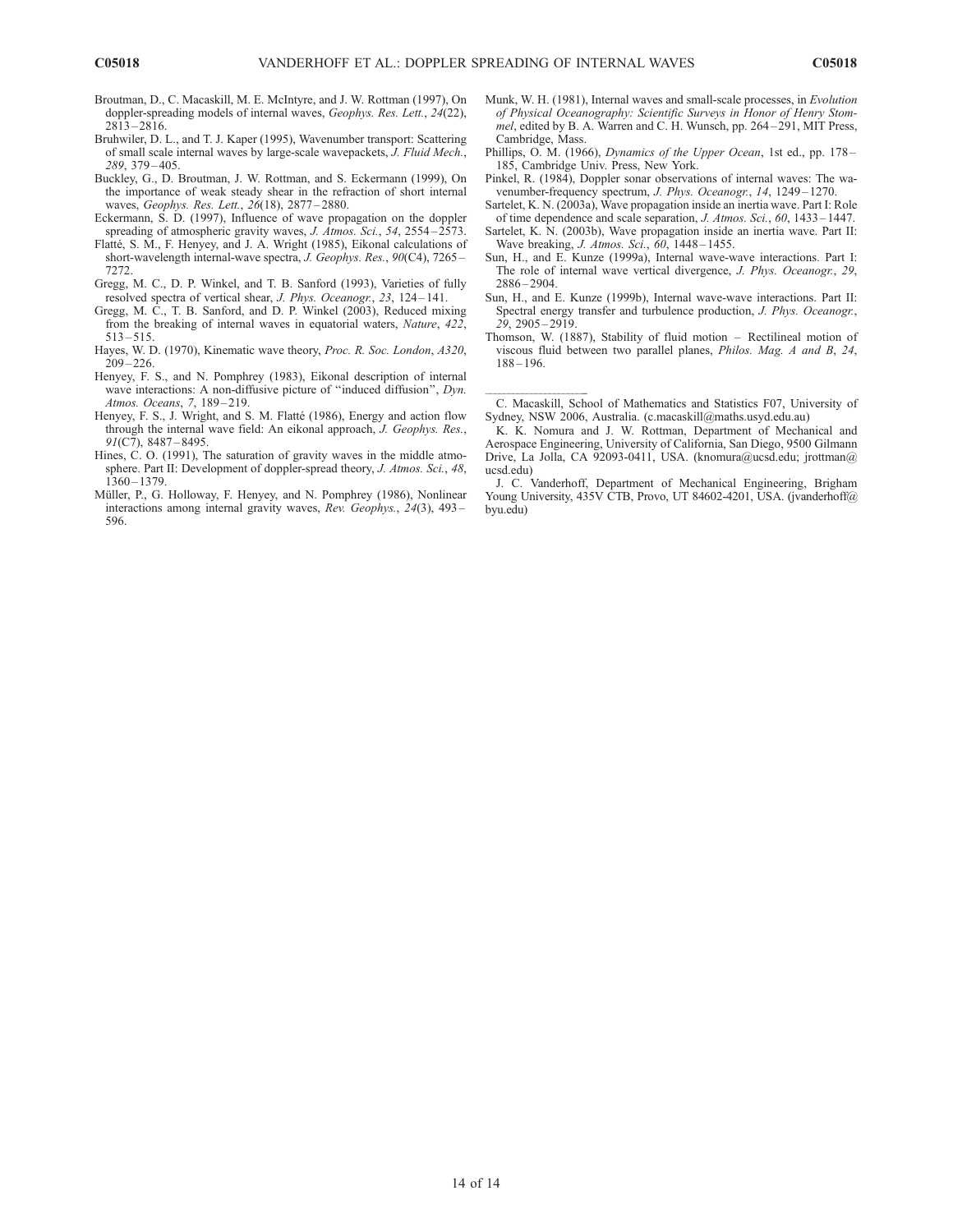Broutman, D., C. Macaskill, M. E. McIntyre, and J. W. Rottman (1997), On doppler-spreading models of internal waves, *Geophys. Res. Lett.*, *24*(22), 2813–2816.

Bruhwiler, D. L., and T. J. Kaper (1995), Wavenumber transport: Scattering of small scale internal waves by large-scale wavepackets, *J. Fluid Mech.*, *289*, 379–405.

Buckley, G., D. Broutman, J. W. Rottman, and S. Eckermann (1999), On the importance of weak steady shear in the refraction of short internal waves, *Geophys. Res. Lett.*, *26*(18), 2877–2880.

Eckermann, S. D. (1997), Influence of wave propagation on the doppler spreading of atmospheric gravity waves, *J. Atmos. Sci.*, *54*, 2554–2573.

Flatté, S. M., F. Henyey, and J. A. Wright (1985), Eikonal calculations of short-wavelength internal-wave spectra, *J. Geophys. Res.*, *90*(C4), 7265–7272.

Gregg, M. C., D. P. Winkel, and T. B. Sanford (1993), Varieties of fully resolved spectra of vertical shear, *J. Phys. Oceanogr.*, *23*, 124–141.

Gregg, M. C., T. B. Sanford, and D. P. Winkel (2003), Reduced mixing from the breaking of internal waves in equatorial waters, *Nature*, *422*, 513–515.

Hayes, W. D. (1970), Kinematic wave theory, *Proc. R. Soc. London*, *A320*, 209–226.

Henyey, F. S., and N. Pomphrey (1983), Eikonal description of internal wave interactions: A non-diffusive picture of "induced diffusion", *Dyn. Atmos. Oceans*, *7*, 189–219.

Henyey, F. S., J. Wright, and S. M. Flatté (1986), Energy and action flow through the internal wave field: An eikonal approach, *J. Geophys. Res.*, *91*(C7), 8487–8495.

Hines, C. O. (1991), The saturation of gravity waves in the middle atmosphere. Part II: Development of doppler-spread theory, *J. Atmos. Sci.*, *48*, 1360–1379.

Müller, P., G. Holloway, F. Henyey, and N. Pomphrey (1986), Nonlinear interactions among internal gravity waves, *Rev. Geophys.*, *24*(3), 493–596.

Munk, W. H. (1981), Internal waves and small-scale processes, in *Evolution of Physical Oceanography: Scientific Surveys in Honor of Henry Stommel*, edited by B. A. Warren and C. H. Wunsch, pp. 264–291, MIT Press, Cambridge, Mass.

Phillips, O. M. (1966), *Dynamics of the Upper Ocean*, 1st ed., pp. 178–185, Cambridge Univ. Press, New York.

Pinkel, R. (1984), Doppler sonar observations of internal waves: The wavenumber-frequency spectrum, *J. Phys. Oceanogr.*, *14*, 1249–1270.

Sartelet, K. N. (2003a), Wave propagation inside an inertia wave. Part I: Role of time dependence and scale separation, *J. Atmos. Sci.*, *60*, 1433–1447.

Sartelet, K. N. (2003b), Wave propagation inside an inertia wave. Part II: Wave breaking, *J. Atmos. Sci.*, *60*, 1448–1455.

Sun, H., and E. Kunze (1999a), Internal wave-wave interactions. Part I: The role of internal wave vertical divergence, *J. Phys. Oceanogr.*, *29*, 2886–2904.

Sun, H., and E. Kunze (1999b), Internal wave-wave interactions. Part II: Spectral energy transfer and turbulence production, *J. Phys. Oceanogr.*, *29*, 2905–2919.

Thomson, W. (1887), Stability of fluid motion – Rectilineal motion of viscous fluid between two parallel planes, *Philos. Mag. A and B*, *24*, 188–196.

---

C. Macaskill, School of Mathematics and Statistics F07, University of Sydney, NSW 2006, Australia. (c.macaskill@maths.usyd.edu.au)

K. K. Nomura and J. W. Rottman, Department of Mechanical and Aerospace Engineering, University of California, San Diego, 9500 Gilmann Drive, La Jolla, CA 92093-0411, USA. (knomura@ucsd.edu; jrottman@ucsd.edu)

J. C. Vanderhoff, Department of Mechanical Engineering, Brigham Young University, 435V CTB, Provo, UT 84602-4201, USA. (jvanderhoff@byu.edu)